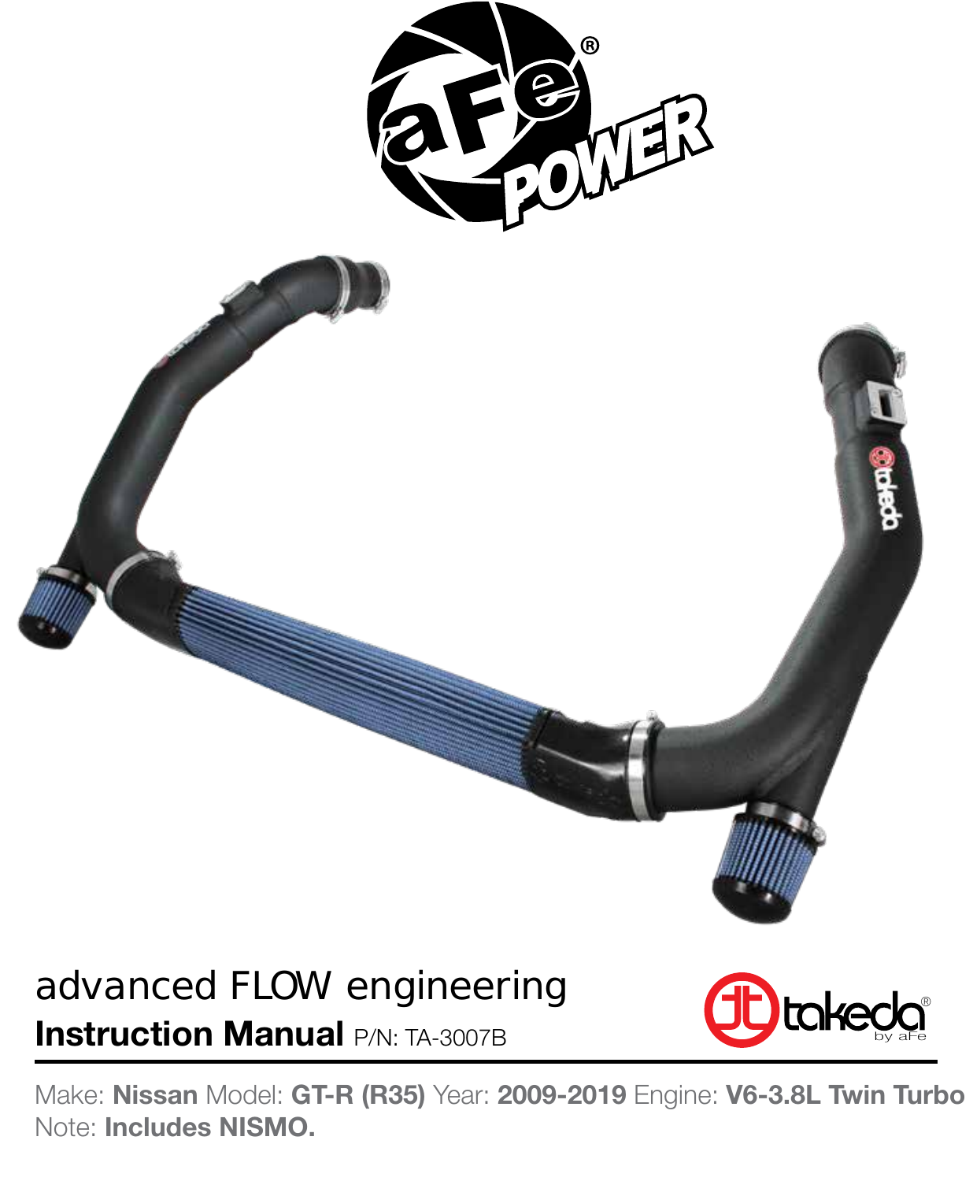advanced FLOW engineering

# Instruction Manual P/N: TA-3007B

Make: **Nissan** Model: **GT-R (R35)** Year: **2009-2019** Engine: **V6-3.8L Twin Turbo**
Note: **Includes NISMO.**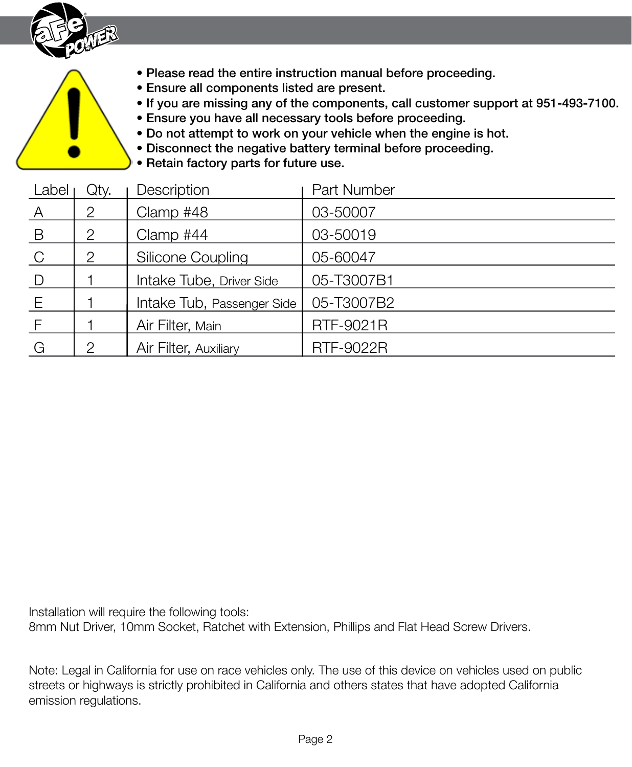- Please read the entire instruction manual before proceeding.
- Ensure all components listed are present.
- If you are missing any of the components, call customer support at 951-493-7100.
- Ensure you have all necessary tools before proceeding.
- Do not attempt to work on your vehicle when the engine is hot.
- Disconnect the negative battery terminal before proceeding.
- Retain factory parts for future use.

| Label | Qty. | Description | Part Number |
|---|---|---|---|
| A | 2 | Clamp #48 | 03-50007 |
| B | 2 | Clamp #44 | 03-50019 |
| C | 2 | Silicone Coupling | 05-60047 |
| D | 1 | Intake Tube, Driver Side | 05-T3007B1 |
| E | 1 | Intake Tub, Passenger Side | 05-T3007B2 |
| F | 1 | Air Filter, Main | RTF-9021R |
| G | 2 | Air Filter, Auxiliary | RTF-9022R |

Installation will require the following tools:
8mm Nut Driver, 10mm Socket, Ratchet with Extension, Phillips and Flat Head Screw Drivers.

Note: Legal in California for use on race vehicles only. The use of this device on vehicles used on public streets or highways is strictly prohibited in California and others states that have adopted California emission regulations.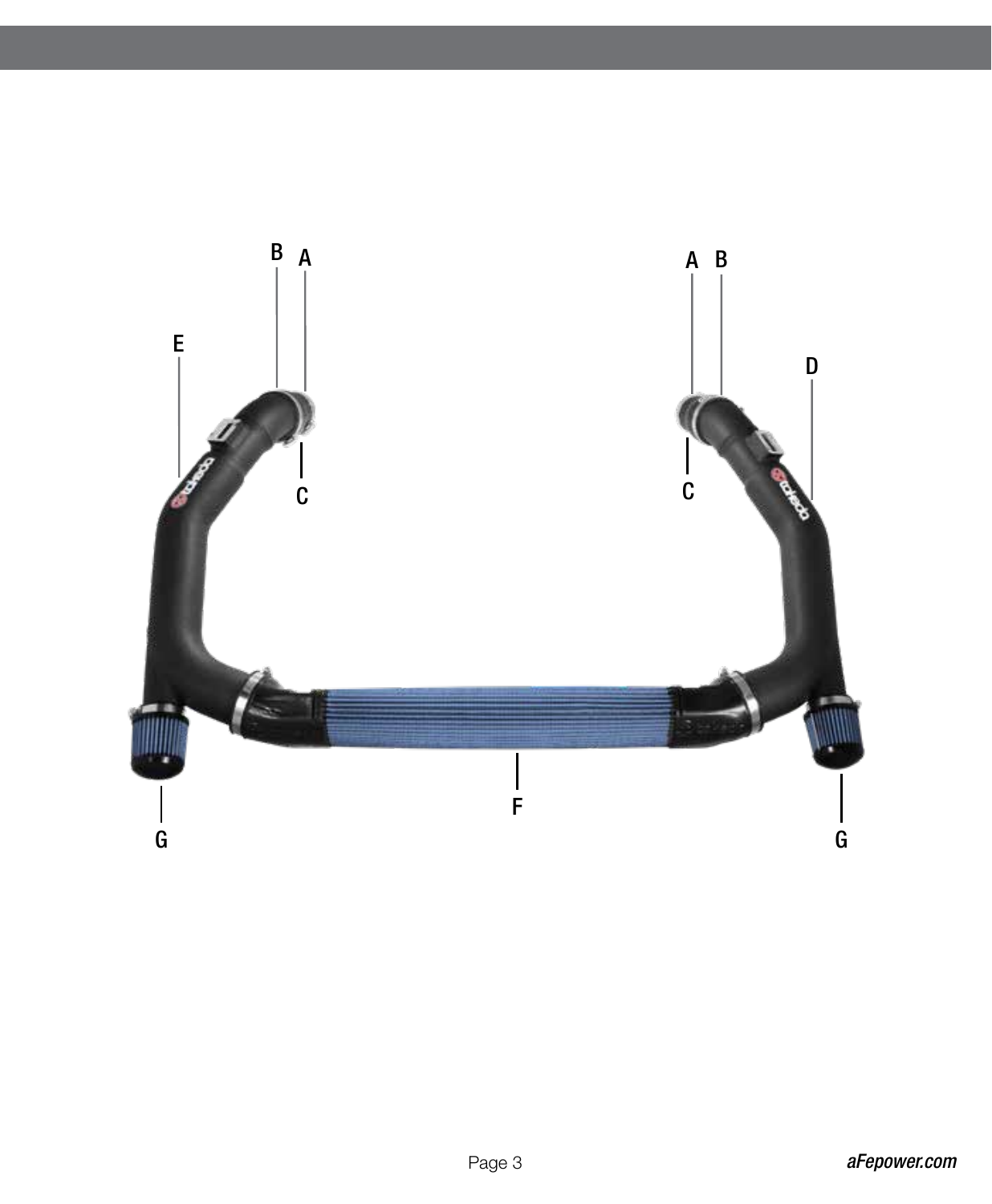B A

A B

E

D

C

C

F

G

G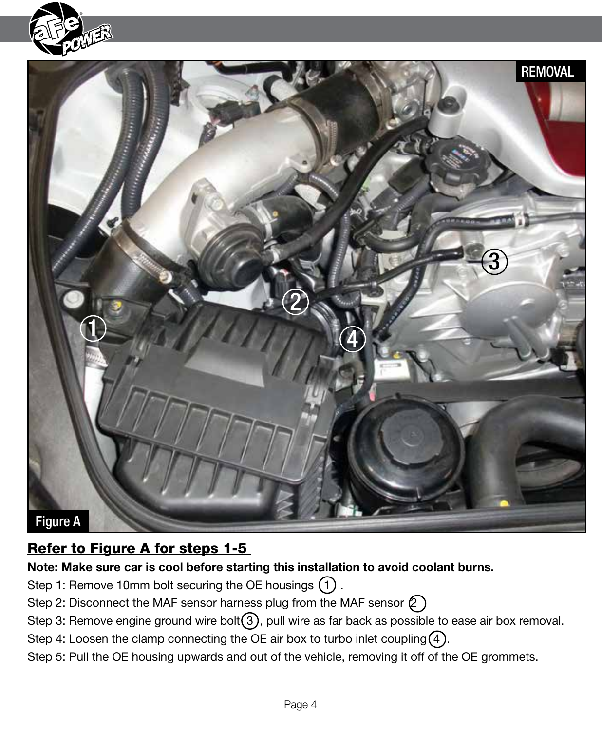**Refer to Figure A for steps 1-5**

**Note: Make sure car is cool before starting this installation to avoid coolant burns.**

Step 1: Remove 10mm bolt securing the OE housings (1) .

Step 2: Disconnect the MAF sensor harness plug from the MAF sensor (2)

Step 3: Remove engine ground wire bolt(3), pull wire as far back as possible to ease air box removal.

Step 4: Loosen the clamp connecting the OE air box to turbo inlet coupling(4).

Step 5: Pull the OE housing upwards and out of the vehicle, removing it off of the OE grommets.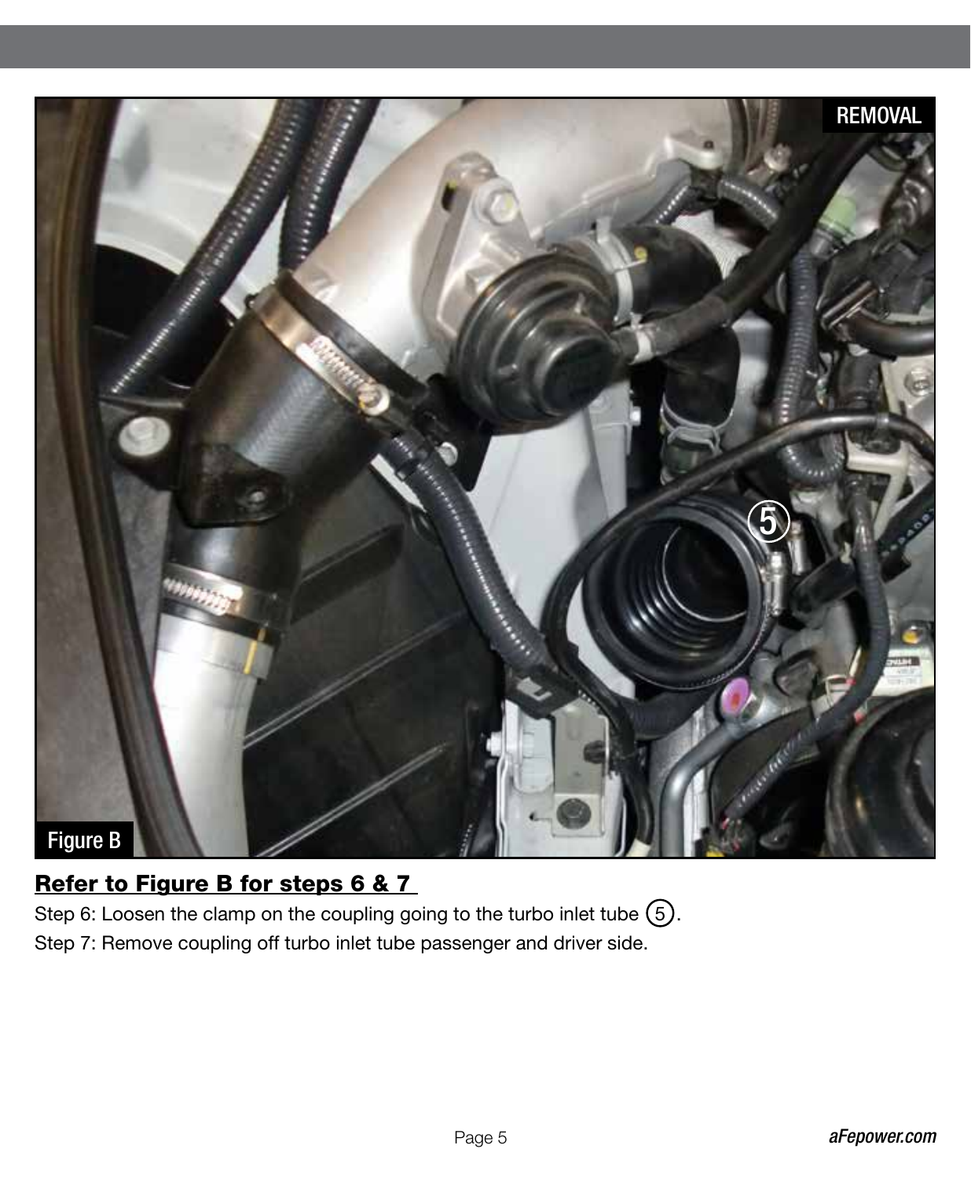**Refer to Figure B for steps 6 & 7**

Step 6: Loosen the clamp on the coupling going to the turbo inlet tube (5).

Step 7: Remove coupling off turbo inlet tube passenger and driver side.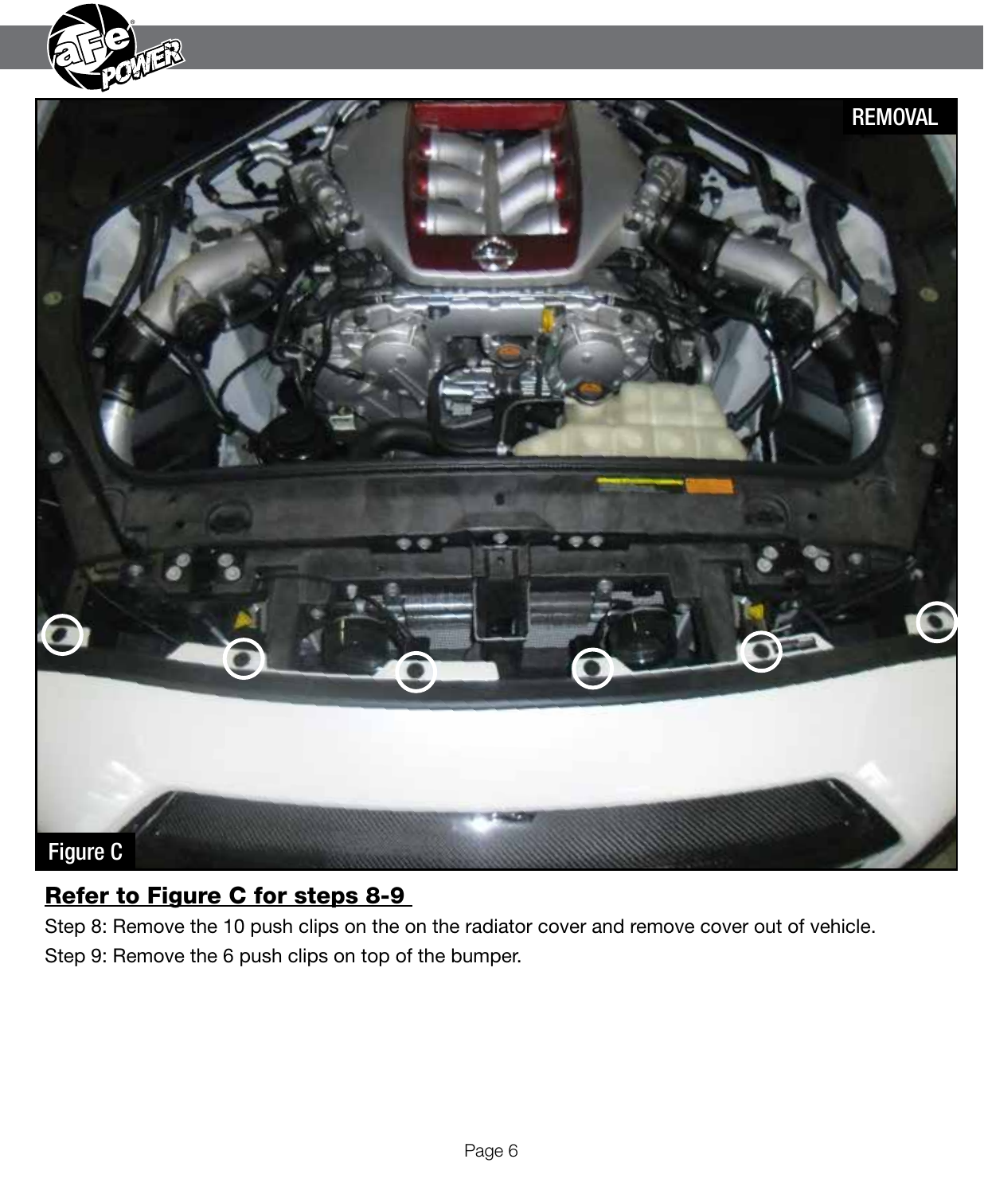**Refer to Figure C for steps 8-9**

Step 8: Remove the 10 push clips on the on the radiator cover and remove cover out of vehicle.

Step 9: Remove the 6 push clips on top of the bumper.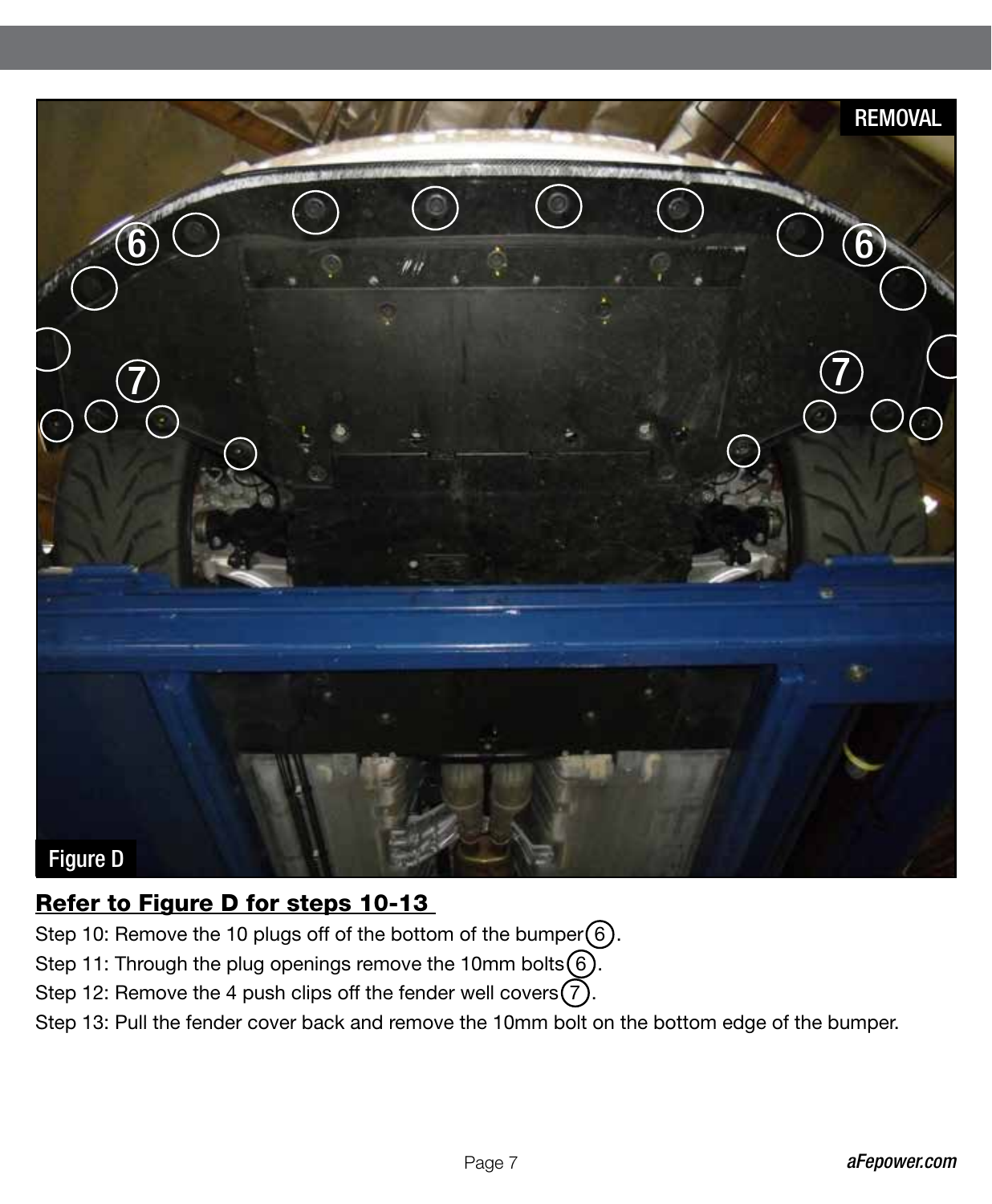REMOVAL

Figure D

**Refer to Figure D for steps 10-13**

Step 10: Remove the 10 plugs off of the bottom of the bumper (6).

Step 11: Through the plug openings remove the 10mm bolts (6).

Step 12: Remove the 4 push clips off the fender well covers (7).

Step 13: Pull the fender cover back and remove the 10mm bolt on the bottom edge of the bumper.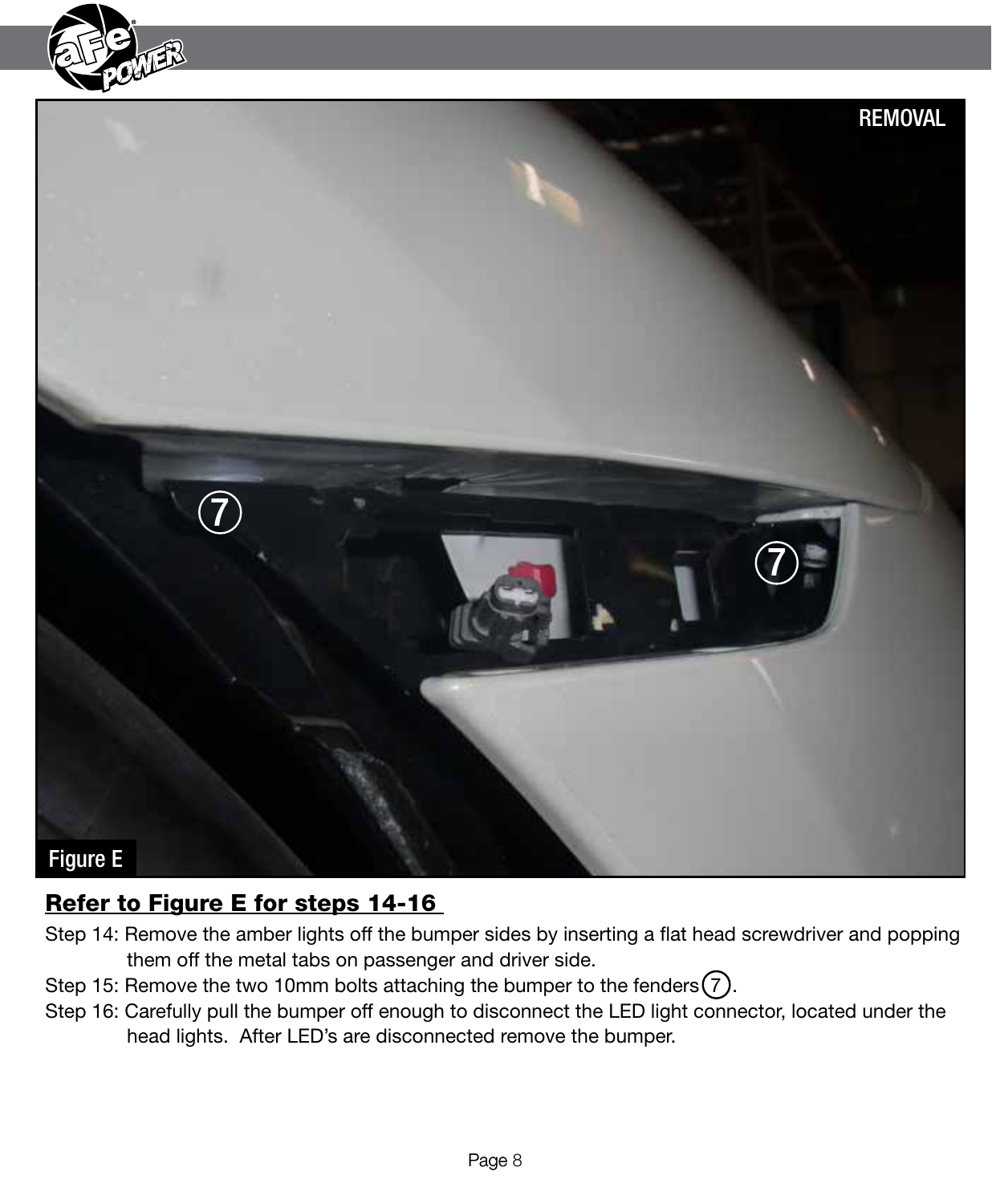REMOVAL

Figure E

**Refer to Figure E for steps 14-16**

Step 14: Remove the amber lights off the bumper sides by inserting a flat head screwdriver and popping them off the metal tabs on passenger and driver side.

Step 15: Remove the two 10mm bolts attaching the bumper to the fenders (7).

Step 16: Carefully pull the bumper off enough to disconnect the LED light connector, located under the head lights. After LED's are disconnected remove the bumper.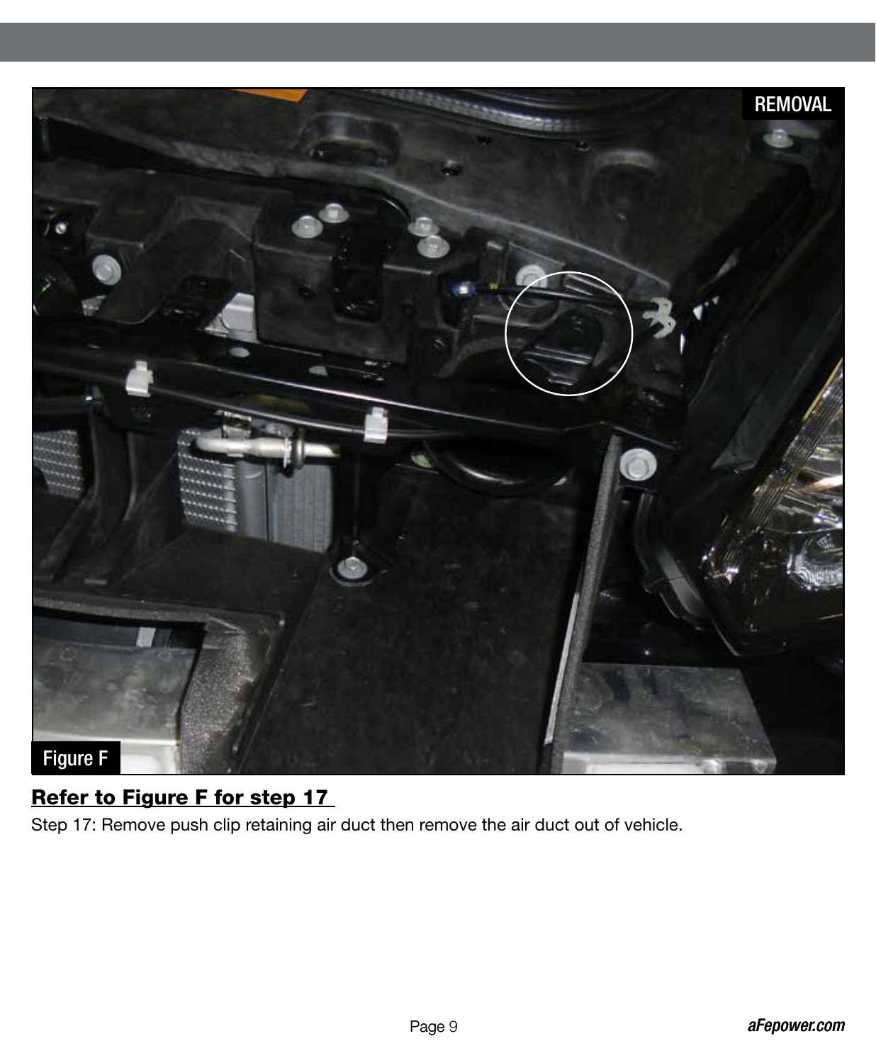**Refer to Figure F for step 17**

Step 17: Remove push clip retaining air duct then remove the air duct out of vehicle.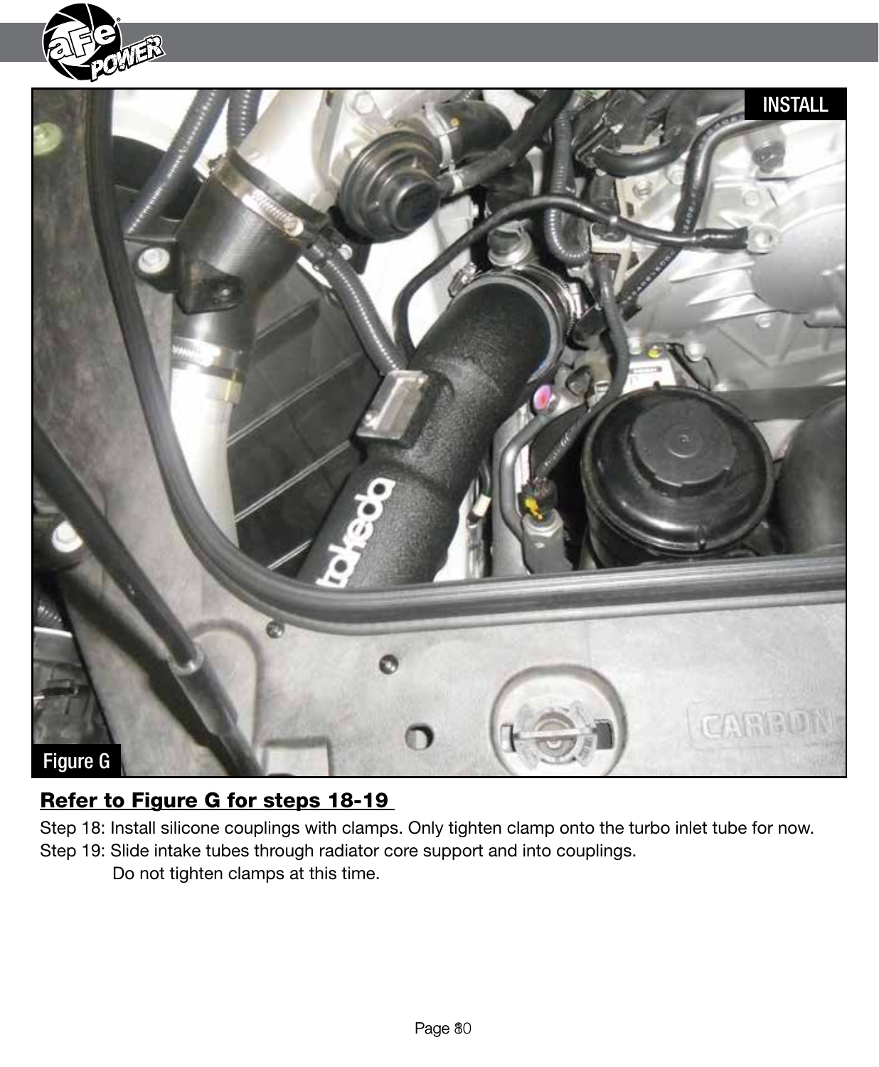INSTALL

Figure G

**Refer to Figure G for steps 18-19**

Step 18: Install silicone couplings with clamps. Only tighten clamp onto the turbo inlet tube for now.

Step 19: Slide intake tubes through radiator core support and into couplings.
Do not tighten clamps at this time.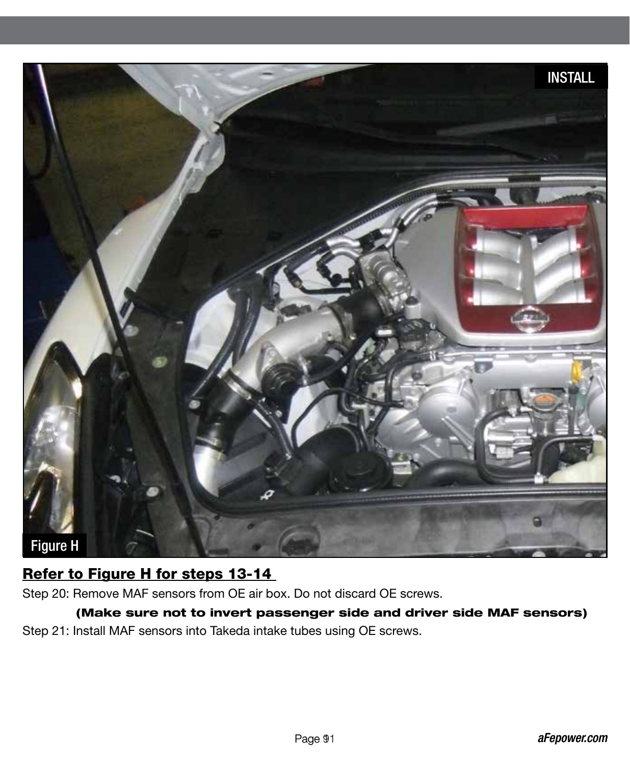INSTALL

Figure H

**Refer to Figure H for steps 13-14**

Step 20: Remove MAF sensors from OE air box. Do not discard OE screws.

**(Make sure not to invert passenger side and driver side MAF sensors)**

Step 21: Install MAF sensors into Takeda intake tubes using OE screws.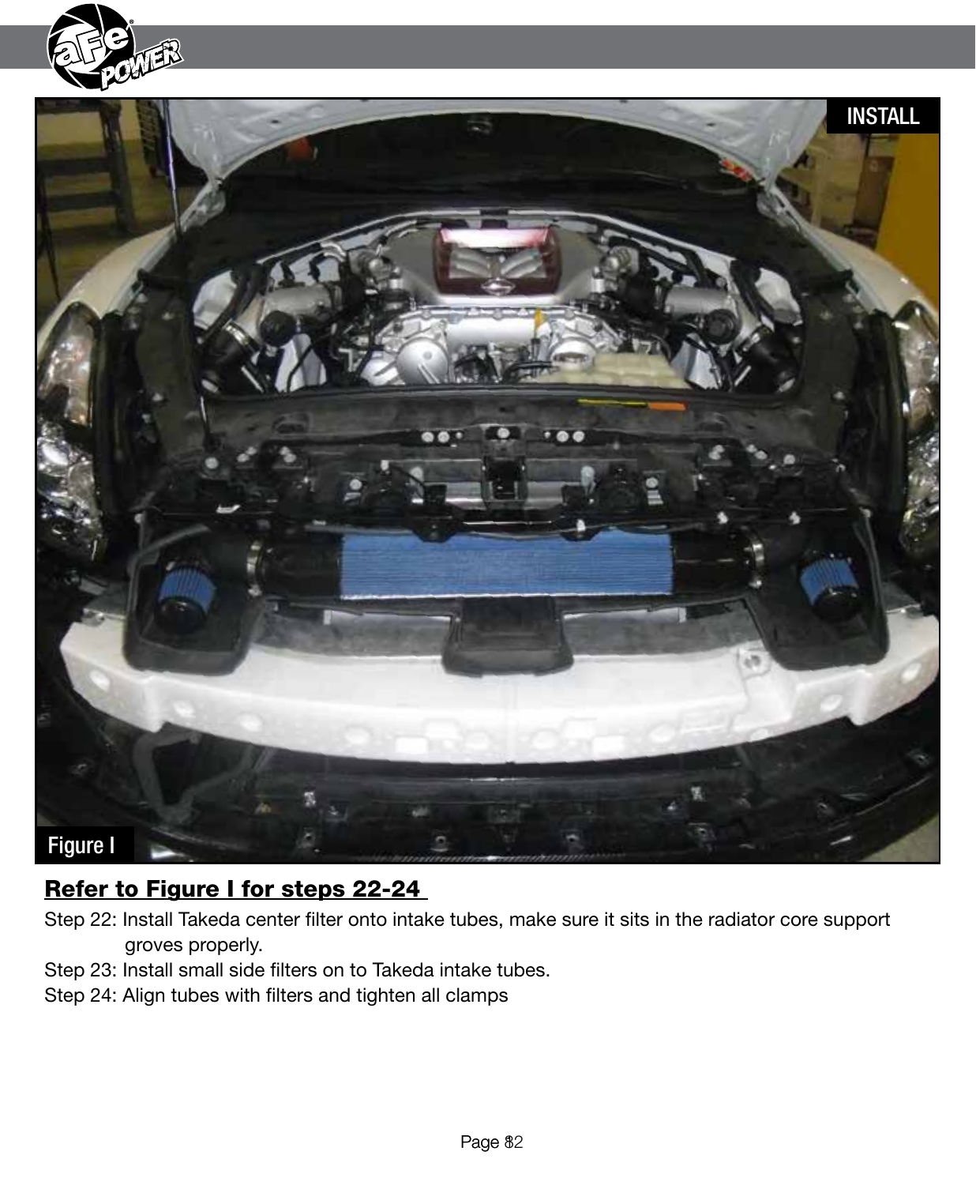INSTALL

Figure I

**Refer to Figure I for steps 22-24**

Step 22: Install Takeda center filter onto intake tubes, make sure it sits in the radiator core support groves properly.

Step 23: Install small side filters on to Takeda intake tubes.

Step 24: Align tubes with filters and tighten all clamps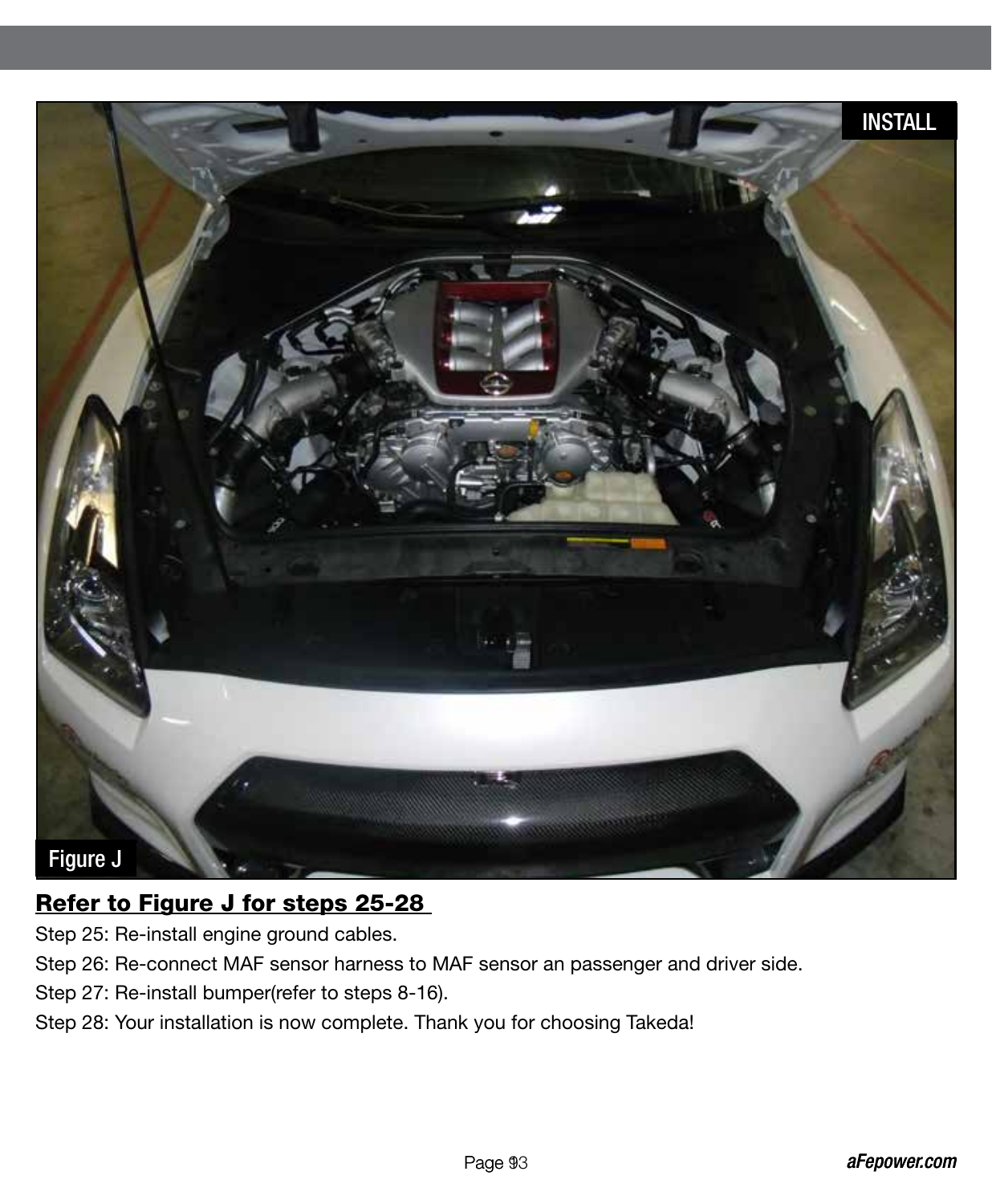INSTALL

Figure J

**Refer to Figure J for steps 25-28**

Step 25: Re-install engine ground cables.

Step 26: Re-connect MAF sensor harness to MAF sensor an passenger and driver side.

Step 27: Re-install bumper(refer to steps 8-16).

Step 28: Your installation is now complete. Thank you for choosing Takeda!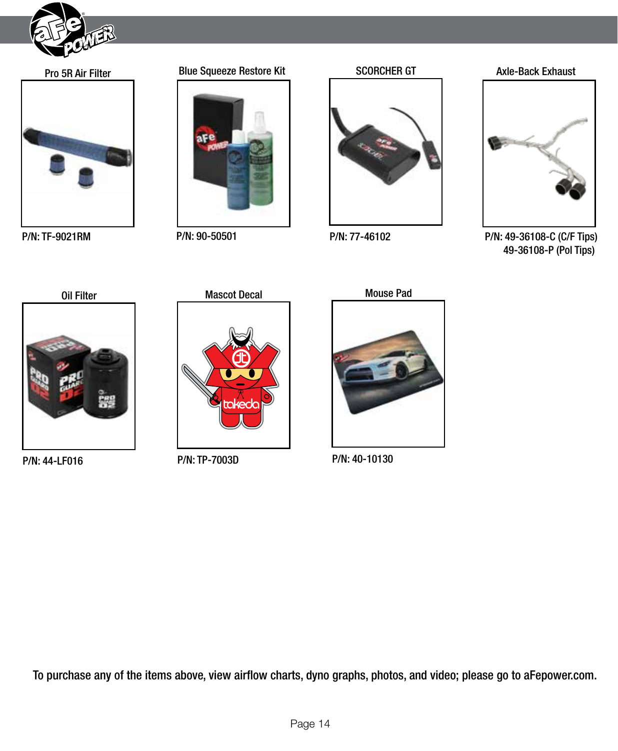**Pro 5R Air Filter**

P/N: TF-9021RM

**Blue Squeeze Restore Kit**

P/N: 90-50501

**SCORCHER GT**

P/N: 77-46102

**Axle-Back Exhaust**

P/N: 49-36108-C (C/F Tips)
49-36108-P (Pol Tips)

**Oil Filter**

P/N: 44-LF016

**Mascot Decal**

P/N: TP-7003D

**Mouse Pad**

P/N: 40-10130

To purchase any of the items above, view airflow charts, dyno graphs, photos, and video; please go to aFepower.com.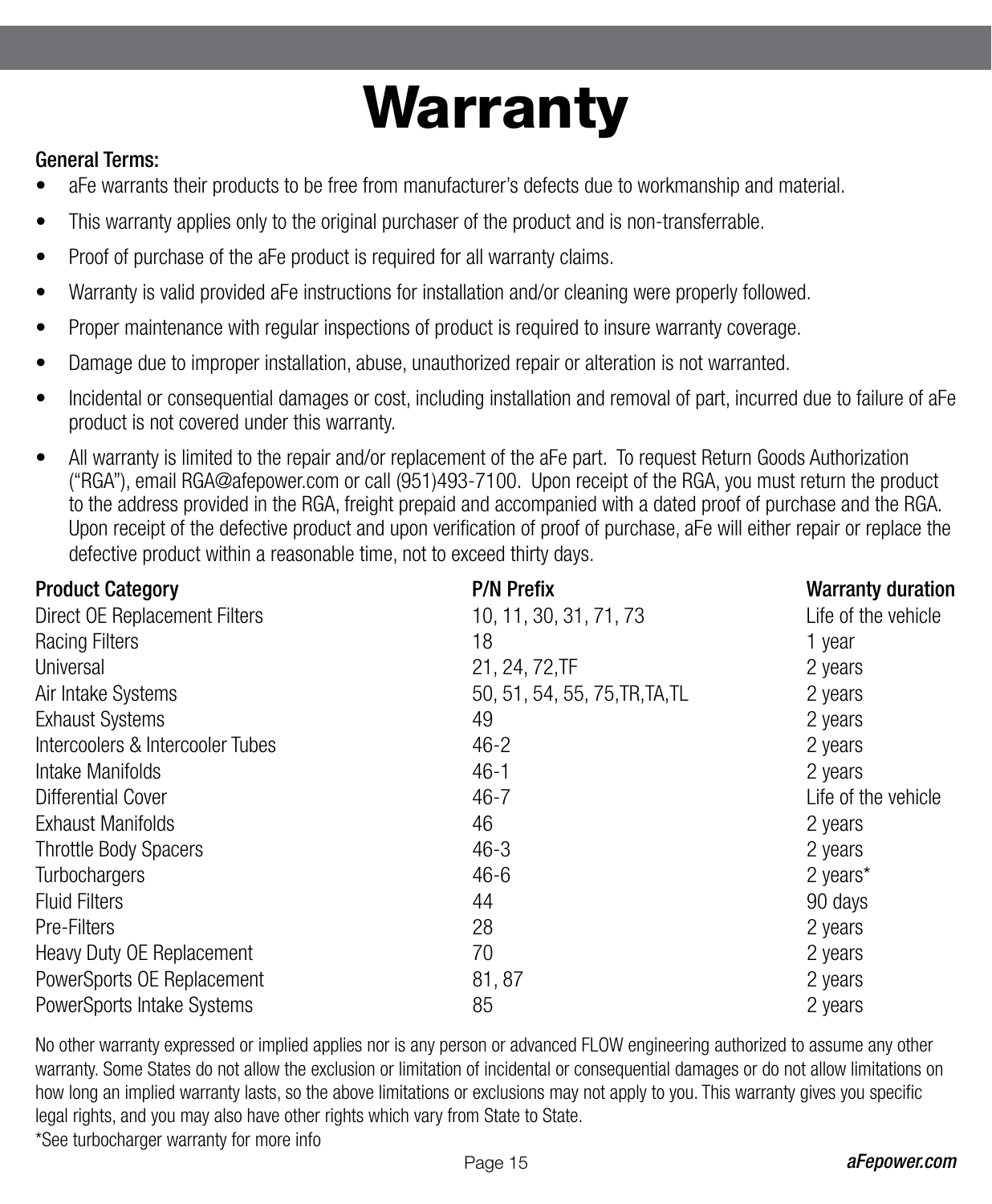# Warranty

**General Terms:**

- aFe warrants their products to be free from manufacturer's defects due to workmanship and material.
- This warranty applies only to the original purchaser of the product and is non-transferrable.
- Proof of purchase of the aFe product is required for all warranty claims.
- Warranty is valid provided aFe instructions for installation and/or cleaning were properly followed.
- Proper maintenance with regular inspections of product is required to insure warranty coverage.
- Damage due to improper installation, abuse, unauthorized repair or alteration is not warranted.
- Incidental or consequential damages or cost, including installation and removal of part, incurred due to failure of aFe product is not covered under this warranty.
- All warranty is limited to the repair and/or replacement of the aFe part. To request Return Goods Authorization ("RGA"), email RGA@afepower.com or call (951)493-7100. Upon receipt of the RGA, you must return the product to the address provided in the RGA, freight prepaid and accompanied with a dated proof of purchase and the RGA. Upon receipt of the defective product and upon verification of proof of purchase, aFe will either repair or replace the defective product within a reasonable time, not to exceed thirty days.

| Product Category | P/N Prefix | Warranty duration |
|---|---|---|
| Direct OE Replacement Filters | 10, 11, 30, 31, 71, 73 | Life of the vehicle |
| Racing Filters | 18 | 1 year |
| Universal | 21, 24, 72,TF | 2 years |
| Air Intake Systems | 50, 51, 54, 55, 75,TR,TA,TL | 2 years |
| Exhaust Systems | 49 | 2 years |
| Intercoolers & Intercooler Tubes | 46-2 | 2 years |
| Intake Manifolds | 46-1 | 2 years |
| Differential Cover | 46-7 | Life of the vehicle |
| Exhaust Manifolds | 46 | 2 years |
| Throttle Body Spacers | 46-3 | 2 years |
| Turbochargers | 46-6 | 2 years* |
| Fluid Filters | 44 | 90 days |
| Pre-Filters | 28 | 2 years |
| Heavy Duty OE Replacement | 70 | 2 years |
| PowerSports OE Replacement | 81, 87 | 2 years |
| PowerSports Intake Systems | 85 | 2 years |

No other warranty expressed or implied applies nor is any person or advanced FLOW engineering authorized to assume any other warranty. Some States do not allow the exclusion or limitation of incidental or consequential damages or do not allow limitations on how long an implied warranty lasts, so the above limitations or exclusions may not apply to you. This warranty gives you specific legal rights, and you may also have other rights which vary from State to State.

*See turbocharger warranty for more info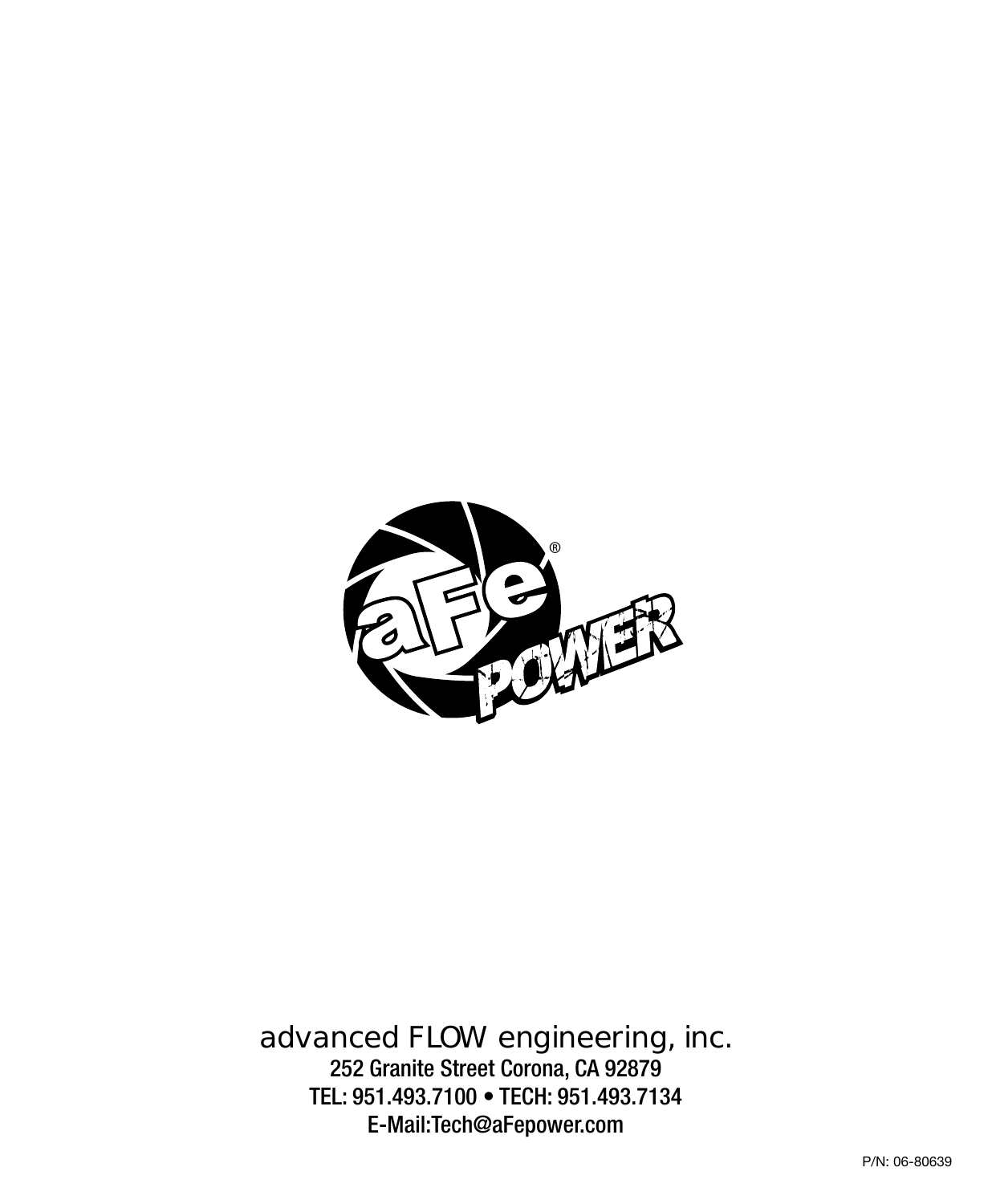advanced FLOW engineering, inc.

252 Granite Street Corona, CA 92879

TEL: 951.493.7100 • TECH: 951.493.7134

E-Mail:Tech@aFepower.com

P/N: 06-80639